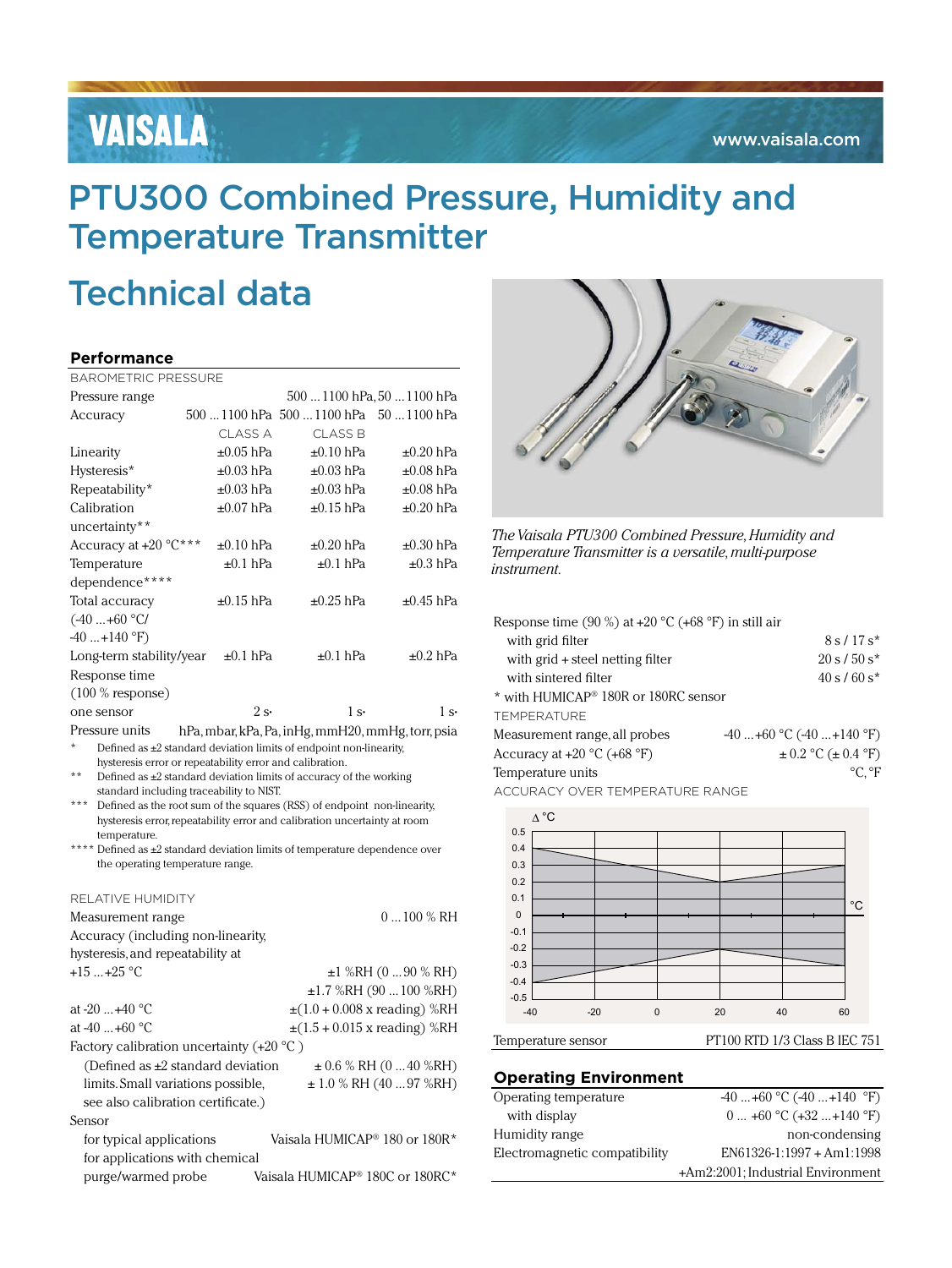# PTU300 Combined Pressure, Humidity and Temperature Transmitter

# Technical data

## Performance

BAROMETRIC PRESSURE

| | | | |
|---|---|---|---|
| Pressure range | | 500 ... 1100 hPa, | 50 ... 1100 hPa |
| Accuracy | 500 ... 1100 hPa | 500 ... 1100 hPa | 50 ... 1100 hPa |
| | CLASS A | CLASS B | |
| Linearity | ±0.05 hPa | ±0.10 hPa | ±0.20 hPa |
| Hysteresis* | ±0.03 hPa | ±0.03 hPa | ±0.08 hPa |
| Repeatability* | ±0.03 hPa | ±0.03 hPa | ±0.08 hPa |
| Calibration uncertainty** | ±0.07 hPa | ±0.15 hPa | ±0.20 hPa |
| Accuracy at +20 °C*** | ±0.10 hPa | ±0.20 hPa | ±0.30 hPa |
| Temperature dependence**** | ±0.1 hPa | ±0.1 hPa | ±0.3 hPa |
| Total accuracy (-40 ...+60 °C/ -40 ...+140 °F) | ±0.15 hPa | ±0.25 hPa | ±0.45 hPa |
| Long-term stability/year | ±0.1 hPa | ±0.1 hPa | ±0.2 hPa |
| Response time (100 % response) | | | |
| one sensor | 2 s· | 1 s· | 1 s· |
| Pressure units | hPa, mbar, kPa, Pa, inHg, mmH20, mmHg, torr, psia | | |

\* Defined as ±2 standard deviation limits of endpoint non-linearity, hysteresis error or repeatability error and calibration.

\** Defined as ±2 standard deviation limits of accuracy of the working standard including traceability to NIST.

\*** Defined as the root sum of the squares (RSS) of endpoint non-linearity, hysteresis error, repeatability error and calibration uncertainty at room temperature.

\**** Defined as ±2 standard deviation limits of temperature dependence over the operating temperature range.

RELATIVE HUMIDITY

| | |
|---|---|
| Measurement range | 0 ... 100 % RH |
| Accuracy (including non-linearity, hysteresis, and repeatability at | |
| +15 ... +25 °C | ±1 %RH (0 ... 90 % RH) |
| | ±1.7 %RH (90 ... 100 %RH) |
| at -20 ... +40 °C | ±(1.0 + 0.008 x reading) %RH |
| at -40 ... +60 °C | ±(1.5 + 0.015 x reading) %RH |
| Factory calibration uncertainty (+20 °C ) | |
| (Defined as ±2 standard deviation limits. Small variations possible, see also calibration certificate.) | ± 0.6 % RH (0 ... 40 %RH) |
| | ± 1.0 % RH (40 ... 97 %RH) |
| Sensor | |
| for typical applications | Vaisala HUMICAP® 180 or 180R* |
| for applications with chemical purge/warmed probe | Vaisala HUMICAP® 180C or 180RC* |

*The Vaisala PTU300 Combined Pressure, Humidity and Temperature Transmitter is a versatile, multi-purpose instrument.*

| | |
|---|---|
| Response time (90 %) at +20 °C (+68 °F) in still air | |
| with grid filter | 8 s / 17 s* |
| with grid + steel netting filter | 20 s / 50 s* |
| with sintered filter | 40 s / 60 s* |

\* with HUMICAP® 180R or 180RC sensor

TEMPERATURE

| | |
|---|---|
| Measurement range, all probes | -40 ... +60 °C (-40 ... +140 °F) |
| Accuracy at +20 °C (+68 °F) | ± 0.2 °C (± 0.4 °F) |
| Temperature units | °C, °F |

ACCURACY OVER TEMPERATURE RANGE

| | |
|---|---|
| Temperature sensor | PT100 RTD 1/3 Class B IEC 751 |

## Operating Environment

| | |
|---|---|
| Operating temperature | -40 ... +60 °C (-40 ... +140 °F) |
| with display | 0 ... +60 °C (+32 ... +140 °F) |
| Humidity range | non-condensing |
| Electromagnetic compatibility | EN61326-1:1997 + Am1:1998 +Am2:2001; Industrial Environment |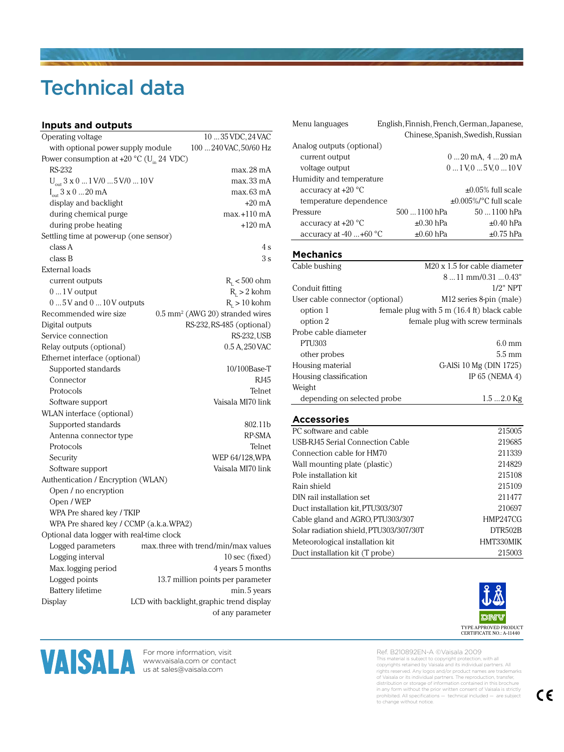# Technical data

## Inputs and outputs

| | |
|---|---|
| Operating voltage | 10 ... 35 VDC, 24 VAC |
| with optional power supply module | 100 ... 240 VAC, 50/60 Hz |
| Power consumption at +20 °C ($U_{in}$ 24 VDC) | |
| RS-232 | max. 28 mA |
| $U_{out}$ 3 x 0 ... 1 V/0 ... 5 V/0 ... 10 V | max. 33 mA |
| $I_{out}$ 3 x 0 ... 20 mA | max. 63 mA |
| display and backlight | +20 mA |
| during chemical purge | max. +110 mA |
| during probe heating | +120 mA |
| Settling time at power-up (one sensor) | |
| class A | 4 s |
| class B | 3 s |
| External loads | |
| current outputs | $R_L$ < 500 ohm |
| 0 ... 1 V output | $R_L$ > 2 kohm |
| 0 ... 5 V and 0 ... 10 V outputs | $R_L$ > 10 kohm |
| Recommended wire size | 0.5 mm² (AWG 20) stranded wires |
| Digital outputs | RS-232, RS-485 (optional) |
| Service connection | RS-232, USB |
| Relay outputs (optional) | 0.5 A, 250 VAC |
| Ethernet interface (optional) | |
| Supported standards | 10/100Base-T |
| Connector | RJ45 |
| Protocols | Telnet |
| Software support | Vaisala MI70 link |
| WLAN interface (optional) | |
| Supported standards | 802.11b |
| Antenna connector type | RP-SMA |
| Protocols | Telnet |
| Security | WEP 64/128, WPA |
| Software support | Vaisala MI70 link |
| Authentication / Encryption (WLAN) | |
| Open / no encryption | |
| Open / WEP | |
| WPA Pre shared key / TKIP | |
| WPA Pre shared key / CCMP (a.k.a. WPA2) | |
| Optional data logger with real-time clock | |
| Logged parameters | max. three with trend/min/max values |
| Logging interval | 10 sec (fixed) |
| Max. logging period | 4 years 5 months |
| Logged points | 13.7 million points per parameter |
| Battery lifetime | min. 5 years |
| Display | LCD with backlight, graphic trend display of any parameter |
| Menu languages | English, Finnish, French, German, Japanese, Chinese, Spanish, Swedish, Russian |
| Analog outputs (optional) | |
| current output | 0 ... 20 mA, 4 ... 20 mA |
| voltage output | 0 ... 1 V, 0 ... 5 V, 0 ... 10 V |
| Humidity and temperature | |
| accuracy at +20 °C | ±0.05% full scale |
| temperature dependence | ±0.005%/°C full scale |

| | | |
|---|---|---|
| Pressure | 500 ... 1100 hPa | 50 ... 1100 hPa |
| accuracy at +20 °C | ±0.30 hPa | ±0.40 hPa |
| accuracy at -40 ... +60 °C | ±0.60 hPa | ±0.75 hPa |

## Mechanics

| | |
|---|---|
| Cable bushing | M20 x 1.5 for cable diameter 8 ... 11 mm/0.31 ... 0.43" |
| Conduit fitting | 1/2" NPT |
| User cable connector (optional) | M12 series 8-pin (male) |
| option 1 | female plug with 5 m (16.4 ft) black cable |
| option 2 | female plug with screw terminals |
| Probe cable diameter | |
| PTU303 | 6.0 mm |
| other probes | 5.5 mm |
| Housing material | G-AlSi 10 Mg (DIN 1725) |
| Housing classification | IP 65 (NEMA 4) |
| Weight | |
| depending on selected probe | 1.5 ... 2.0 Kg |

## Accessories

| | |
|---|---|
| PC software and cable | 215005 |
| USB-RJ45 Serial Connection Cable | 219685 |
| Connection cable for HM70 | 211339 |
| Wall mounting plate (plastic) | 214829 |
| Pole installation kit | 215108 |
| Rain shield | 215109 |
| DIN rail installation set | 211477 |
| Duct installation kit, PTU303/307 | 210697 |
| Cable gland and AGRO, PTU303/307 | HMP247CG |
| Solar radiation shield, PTU303/307/30T | DTR502B |
| Meteorological installation kit | HMT330MIK |
| Duct installation kit (T probe) | 215003 |

DNV
TYPE APPROVED PRODUCT
CERTIFICATE NO.: A-11440

VAISALA

For more information, visit www.vaisala.com or contact us at sales@vaisala.com

Ref. B210892EN-A ©Vaisala 2009
This material is subject to copyright protection, with all copyrights retained by Vaisala and its individual partners. All rights reserved. Any logos and/or product names are trademarks of Vaisala or its individual partners. The reproduction, transfer, distribution or storage of information contained in this brochure in any form without the prior written consent of Vaisala is strictly prohibited. All specifications — technical included — are subject to change without notice.

CE